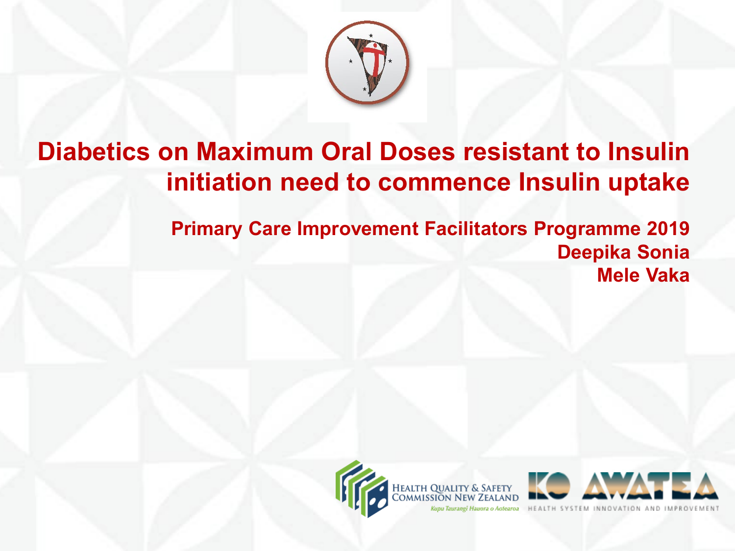# Diabetics on Maximum Oral Doses resistant to Insulin initiation need to commence Insulin uptake

**Primary Care Improvement Facilitators Programme 2019**

**Deepika Sonia**

**Mele Vaka**

HEALTH QUALITY & SAFETY COMMISSION NEW ZEALAND

*Kupu Taurangi Hauora o Aotearoa*

KO AWATEA

HEALTH SYSTEM INNOVATION AND IMPROVEMENT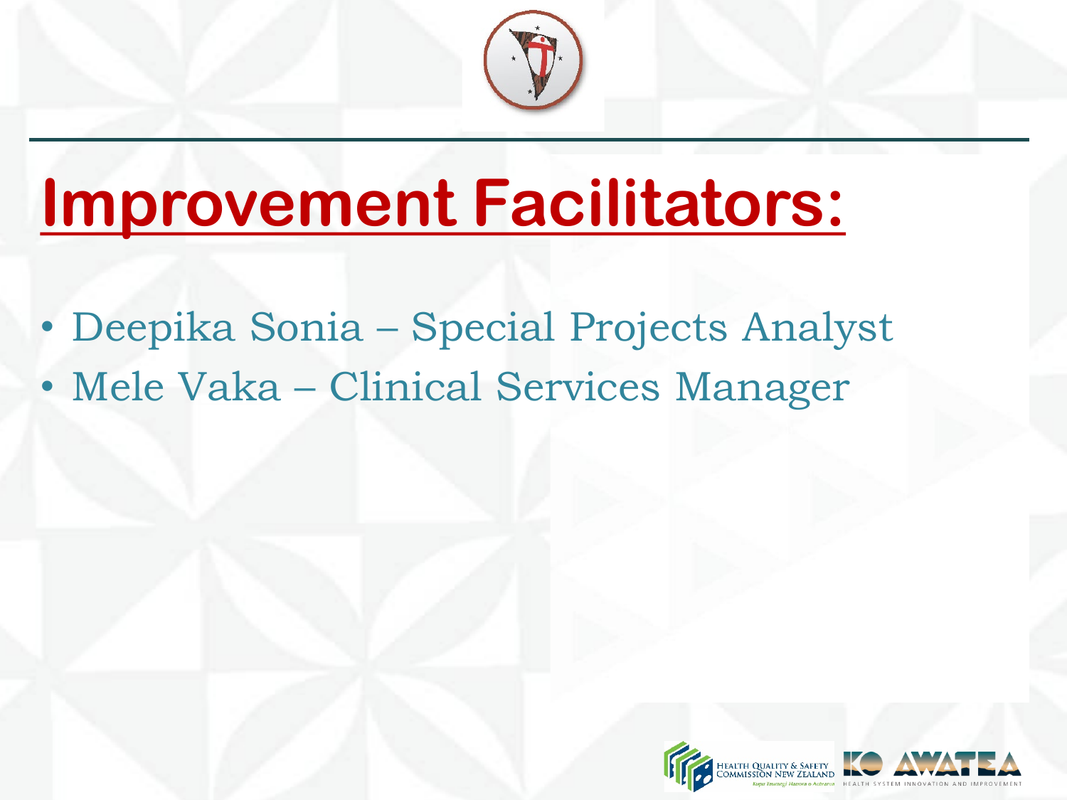# Improvement Facilitators:

- Deepika Sonia – Special Projects Analyst
- Mele Vaka – Clinical Services Manager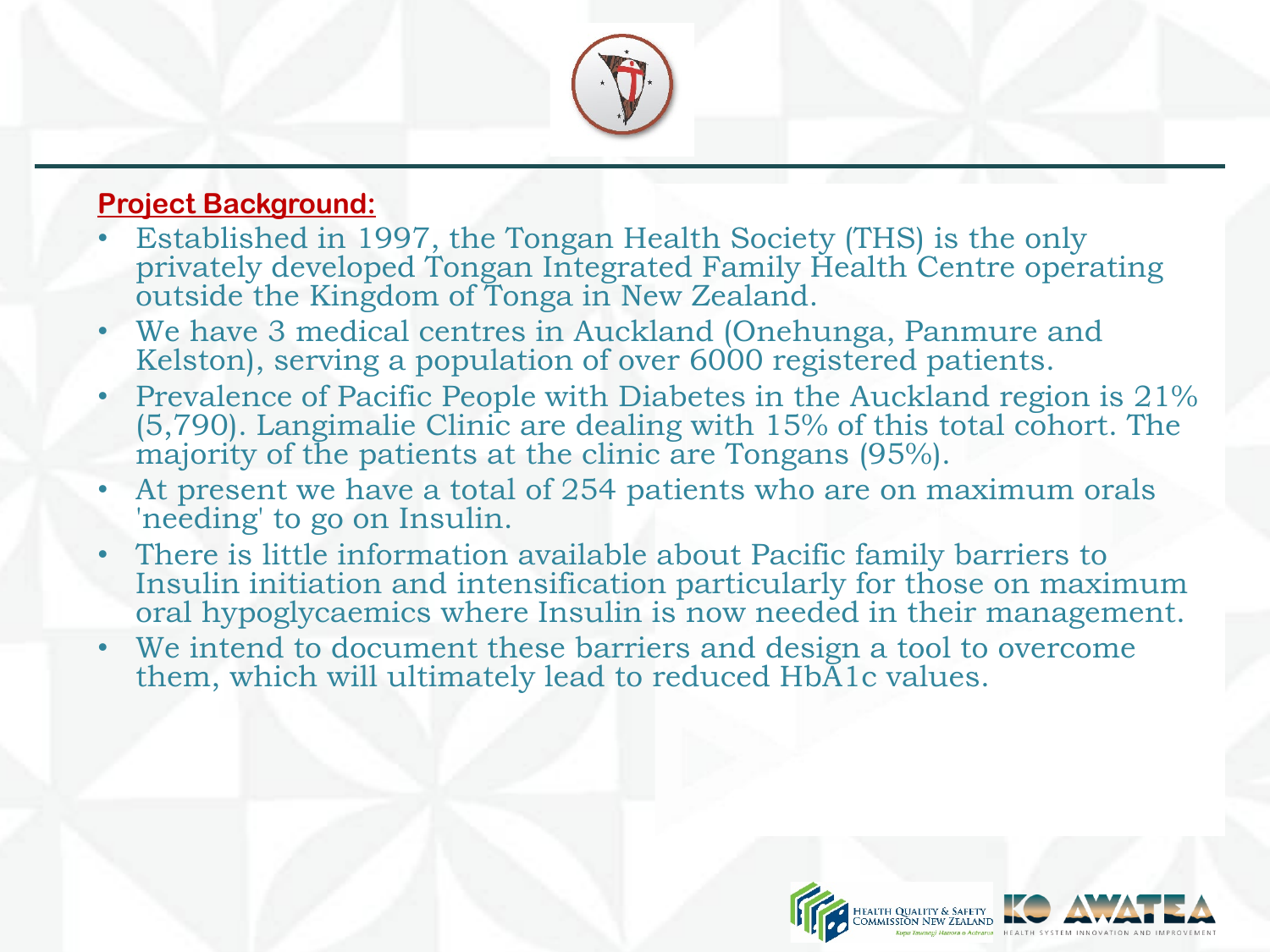## Project Background:

- Established in 1997, the Tongan Health Society (THS) is the only privately developed Tongan Integrated Family Health Centre operating outside the Kingdom of Tonga in New Zealand.
- We have 3 medical centres in Auckland (Onehunga, Panmure and Kelston), serving a population of over 6000 registered patients.
- Prevalence of Pacific People with Diabetes in the Auckland region is 21% (5,790). Langimalie Clinic are dealing with 15% of this total cohort. The majority of the patients at the clinic are Tongans (95%).
- At present we have a total of 254 patients who are on maximum orals 'needing' to go on Insulin.
- There is little information available about Pacific family barriers to Insulin initiation and intensification particularly for those on maximum oral hypoglycaemics where Insulin is now needed in their management.
- We intend to document these barriers and design a tool to overcome them, which will ultimately lead to reduced HbA1c values.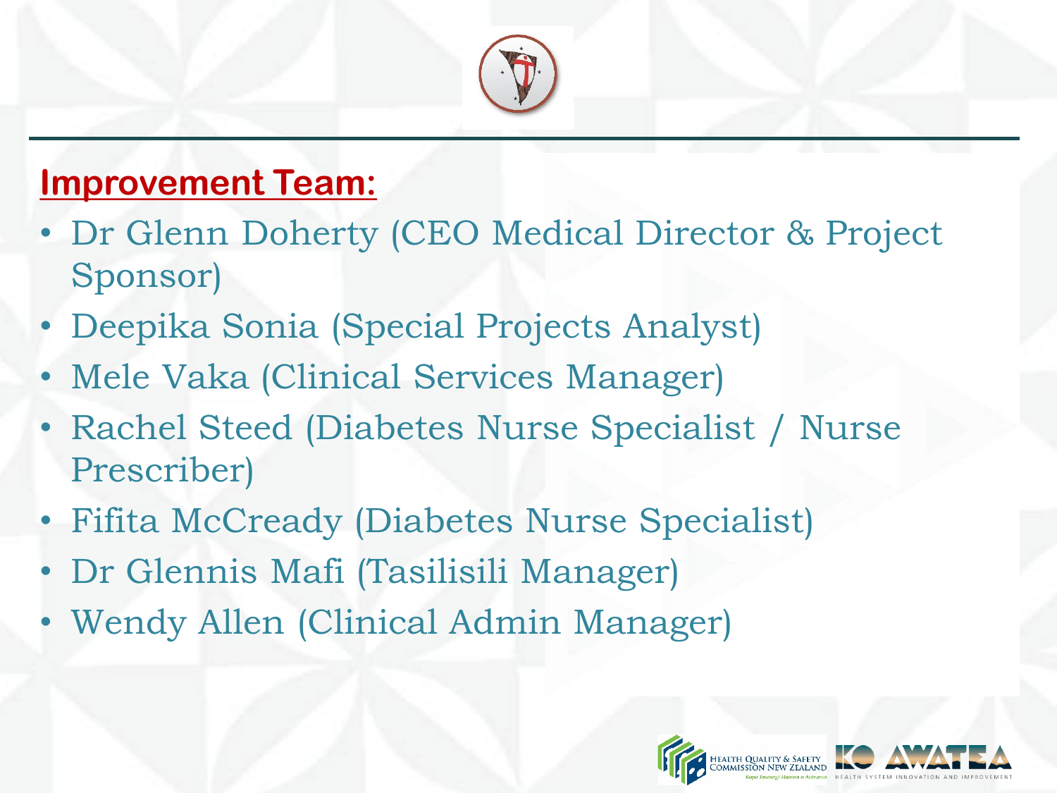## Improvement Team:

- Dr Glenn Doherty (CEO Medical Director & Project Sponsor)
- Deepika Sonia (Special Projects Analyst)
- Mele Vaka (Clinical Services Manager)
- Rachel Steed (Diabetes Nurse Specialist / Nurse Prescriber)
- Fifita McCready (Diabetes Nurse Specialist)
- Dr Glennis Mafi (Tasilisili Manager)
- Wendy Allen (Clinical Admin Manager)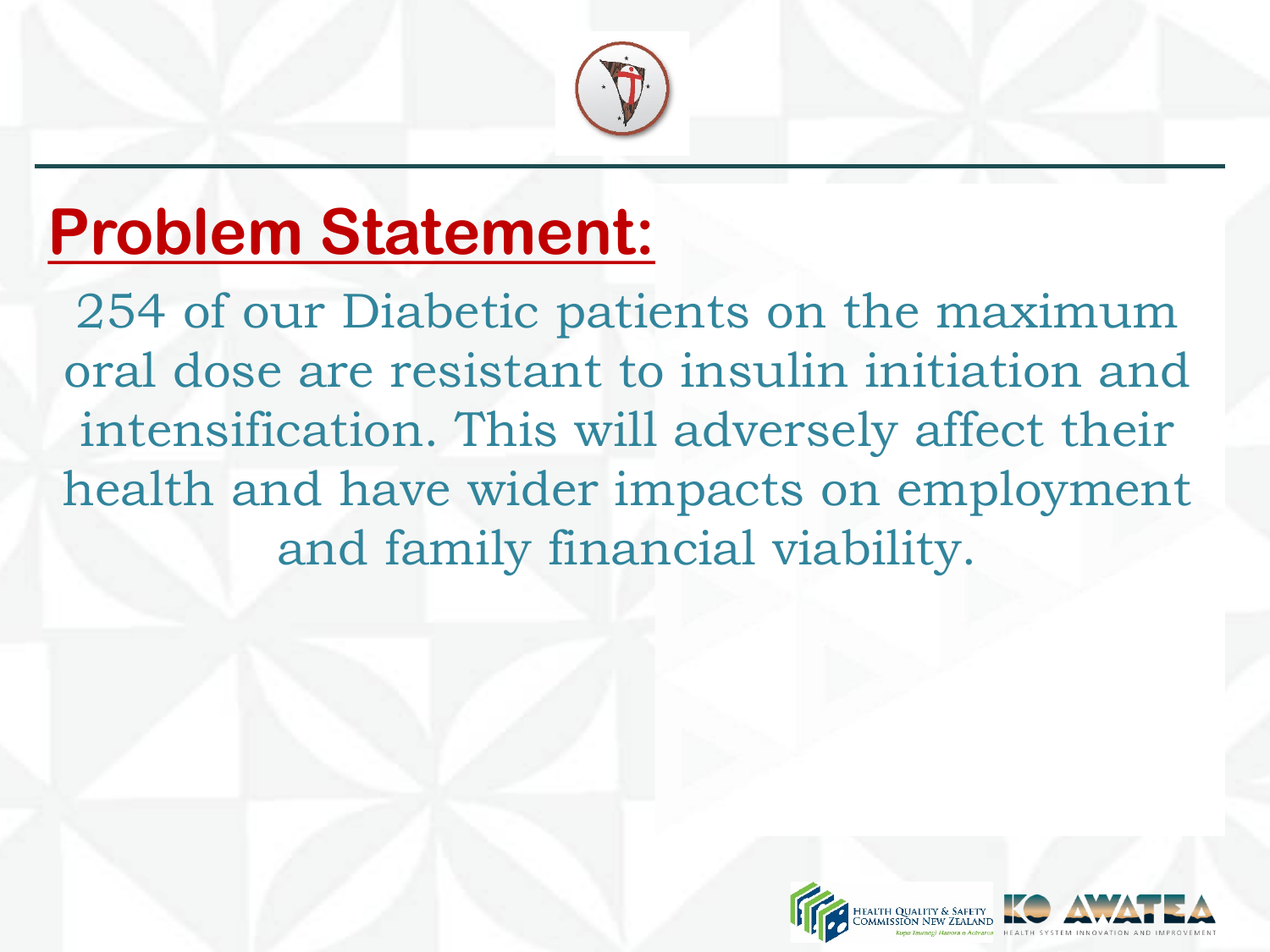# Problem Statement:

254 of our Diabetic patients on the maximum oral dose are resistant to insulin initiation and intensification. This will adversely affect their health and have wider impacts on employment and family financial viability.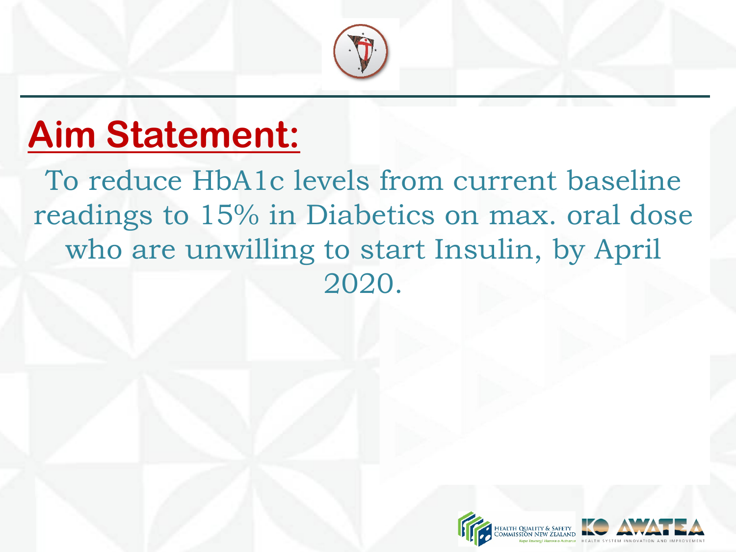# Aim Statement:

To reduce HbA1c levels from current baseline readings to 15% in Diabetics on max. oral dose who are unwilling to start Insulin, by April 2020.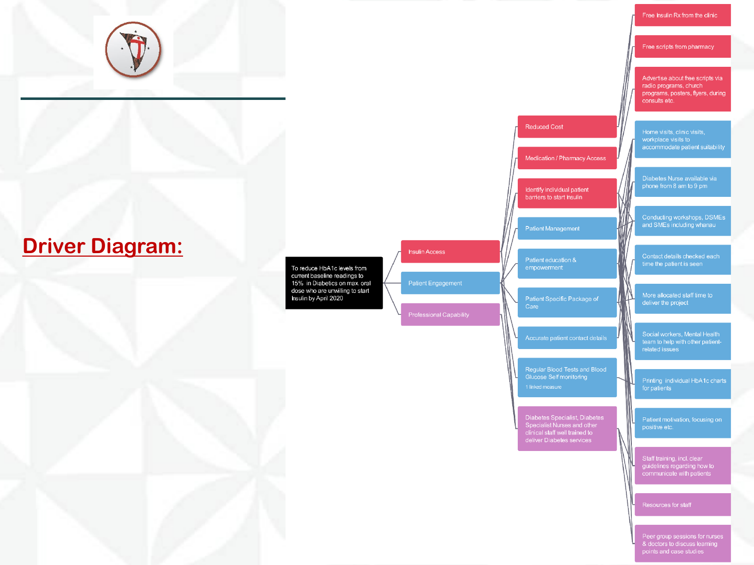# Driver Diagram:

**Aim:** To reduce HbA1c levels from current baseline readings to 15% in Diabetics on max. oral dose who are unwilling to start Insulin by April 2020

**Primary Drivers:**

- Insulin Access
- Patient Engagement
- Professional Capability

**Secondary Drivers:**

- Reduced Cost
- Medication / Pharmacy Access
- Identify individual patient barriers to start insulin
- Patient Management
- Patient education & empowerment
- Patient Specific Package of Care
- Accurate patient contact details
- Regular Blood Tests and Blood Glucose Self monitoring (1 linked measure)
- Diabetes Specialist, Diabetes Specialist Nurses and other clinical staff well trained to deliver Diabetes services

**Change Ideas:**

- Free Insulin Rx from the clinic
- Free scripts from pharmacy
- Advertise about free scripts via radio programs, church programs, posters, flyers, during consults etc.
- Home visits, clinic visits, workplace visits to accommodate patient suitability
- Diabetes Nurse available via phone from 8 am to 9 pm
- Conducting workshops, DSMEs and SMEs including whanau
- Contact details checked each time the patient is seen
- More allocated staff time to deliver the project
- Social workers, Mental Health team to help with other patient-related issues
- Printing individual HbA1c charts for patients
- Patient motivation, focusing on positive etc.
- Staff training, incl. clear guidelines regarding how to communicate with patients
- Resources for staff
- Peer group sessions for nurses & doctors to discuss learning points and case studies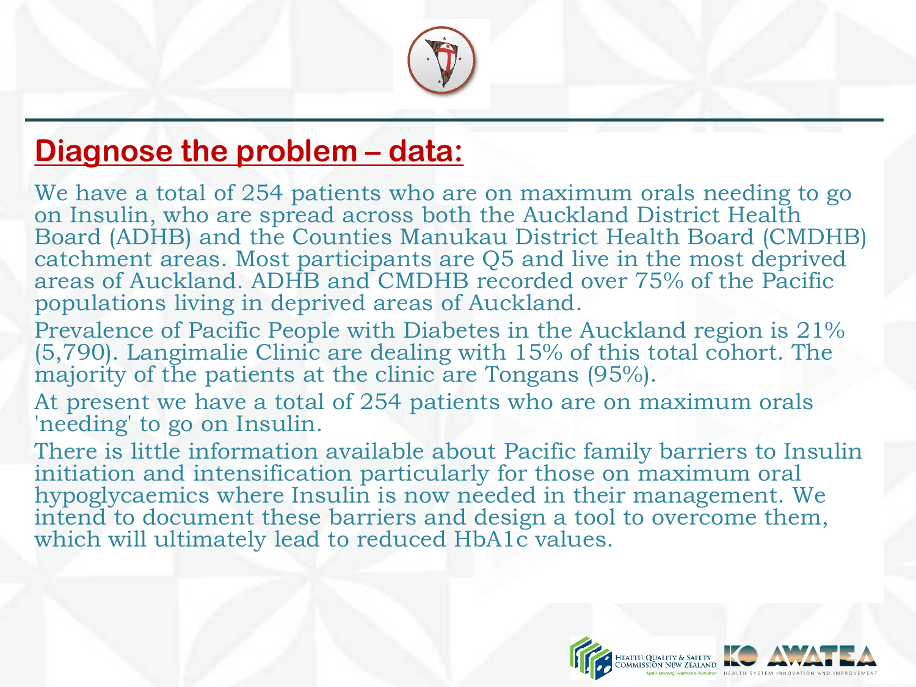## Diagnose the problem – data:

We have a total of 254 patients who are on maximum orals needing to go on Insulin, who are spread across both the Auckland District Health Board (ADHB) and the Counties Manukau District Health Board (CMDHB) catchment areas. Most participants are Q5 and live in the most deprived areas of Auckland. ADHB and CMDHB recorded over 75% of the Pacific populations living in deprived areas of Auckland.

Prevalence of Pacific People with Diabetes in the Auckland region is 21% (5,790). Langimalie Clinic are dealing with 15% of this total cohort. The majority of the patients at the clinic are Tongans (95%).

At present we have a total of 254 patients who are on maximum orals 'needing' to go on Insulin.

There is little information available about Pacific family barriers to Insulin initiation and intensification particularly for those on maximum oral hypoglycaemics where Insulin is now needed in their management. We intend to document these barriers and design a tool to overcome them, which will ultimately lead to reduced HbA1c values.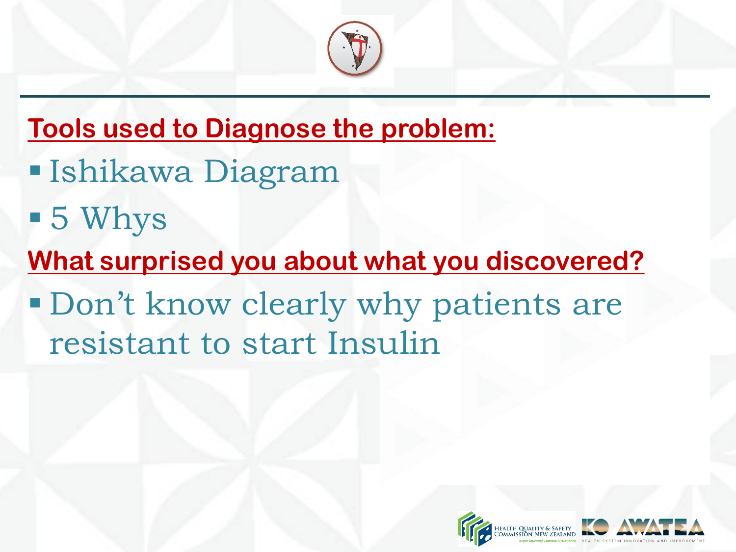## Tools used to Diagnose the problem:

- Ishikawa Diagram
- 5 Whys

## What surprised you about what you discovered?

- Don't know clearly why patients are resistant to start Insulin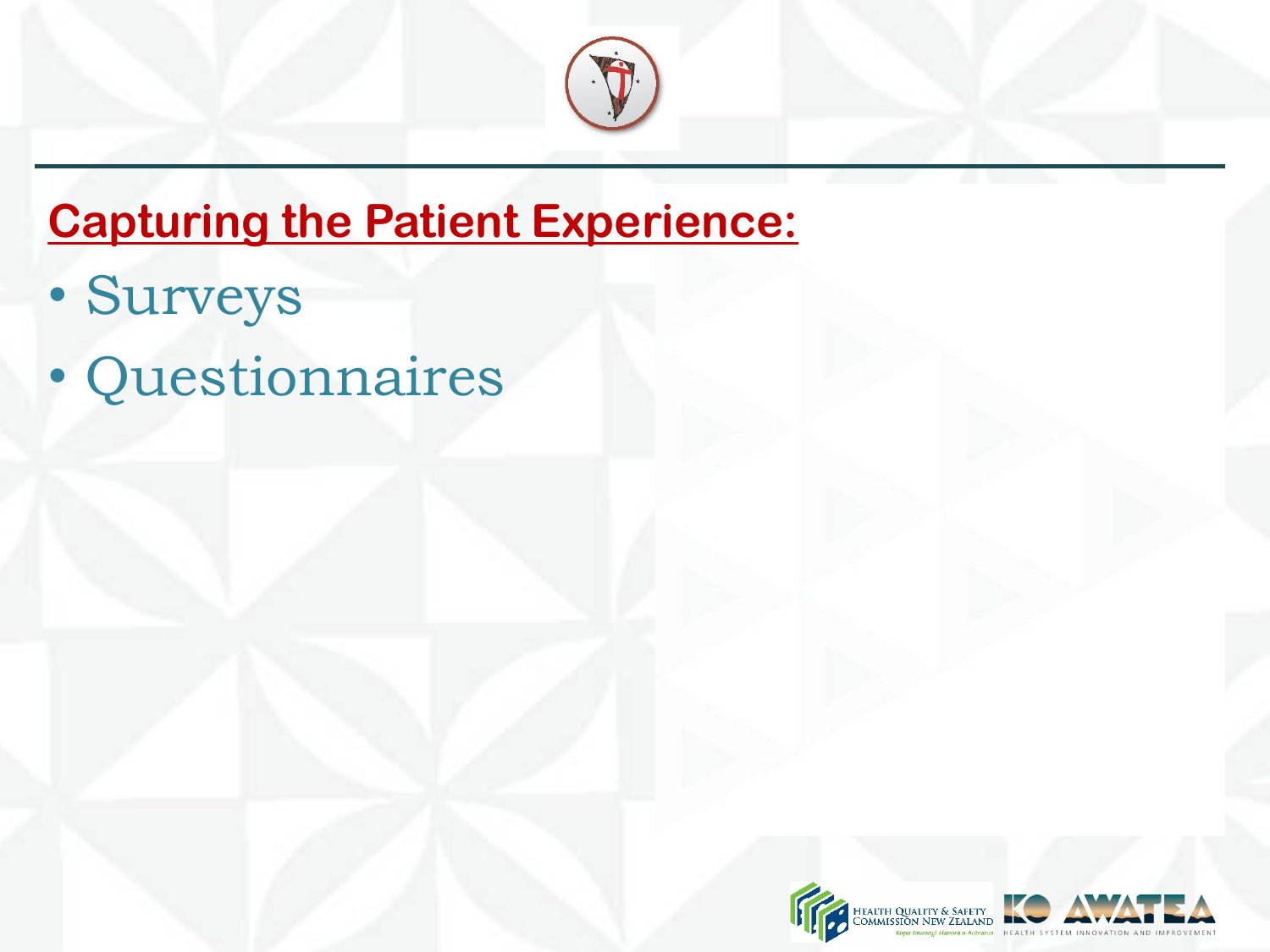## Capturing the Patient Experience:

- Surveys
- Questionnaires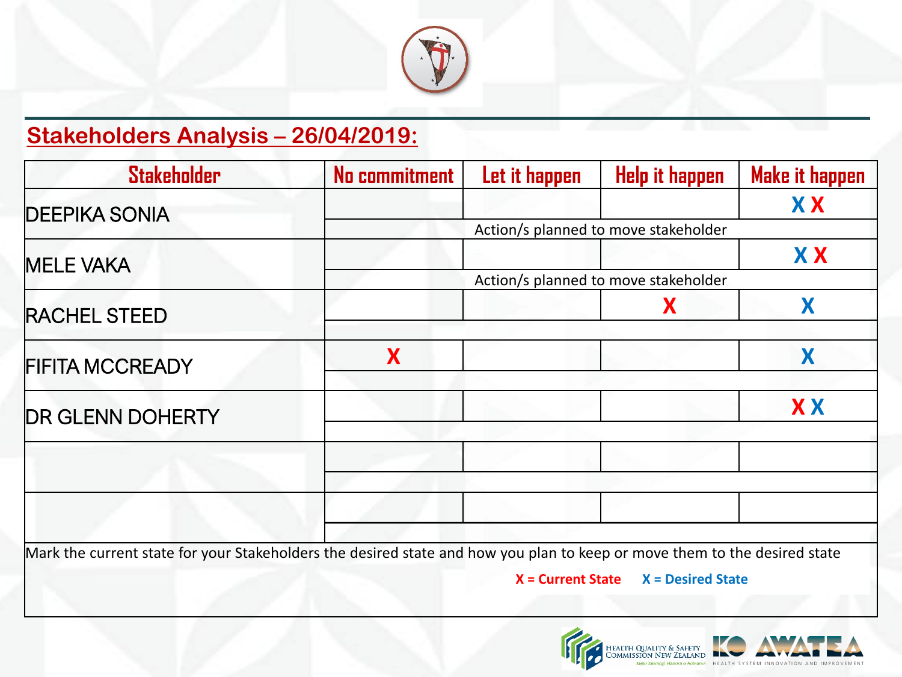## Stakeholders Analysis – 26/04/2019:

| Stakeholder | No commitment | Let it happen | Help it happen | Make it happen |
|---|---|---|---|---|
| DEEPIKA SONIA | | | | X X |
| | Action/s planned to move stakeholder | | | |
| MELE VAKA | | | | X X |
| | Action/s planned to move stakeholder | | | |
| RACHEL STEED | | | X | X |
| | | | | |
| FIFITA MCCREADY | X | | | X |
| | | | | |
| DR GLENN DOHERTY | | | | X X |
| | | | | |
| | | | | |
| | | | | |
| | | | | |
| | | | | |

Mark the current state for your Stakeholders the desired state and how you plan to keep or move them to the desired state

**X = Current State** (red) **X = Desired State** (blue)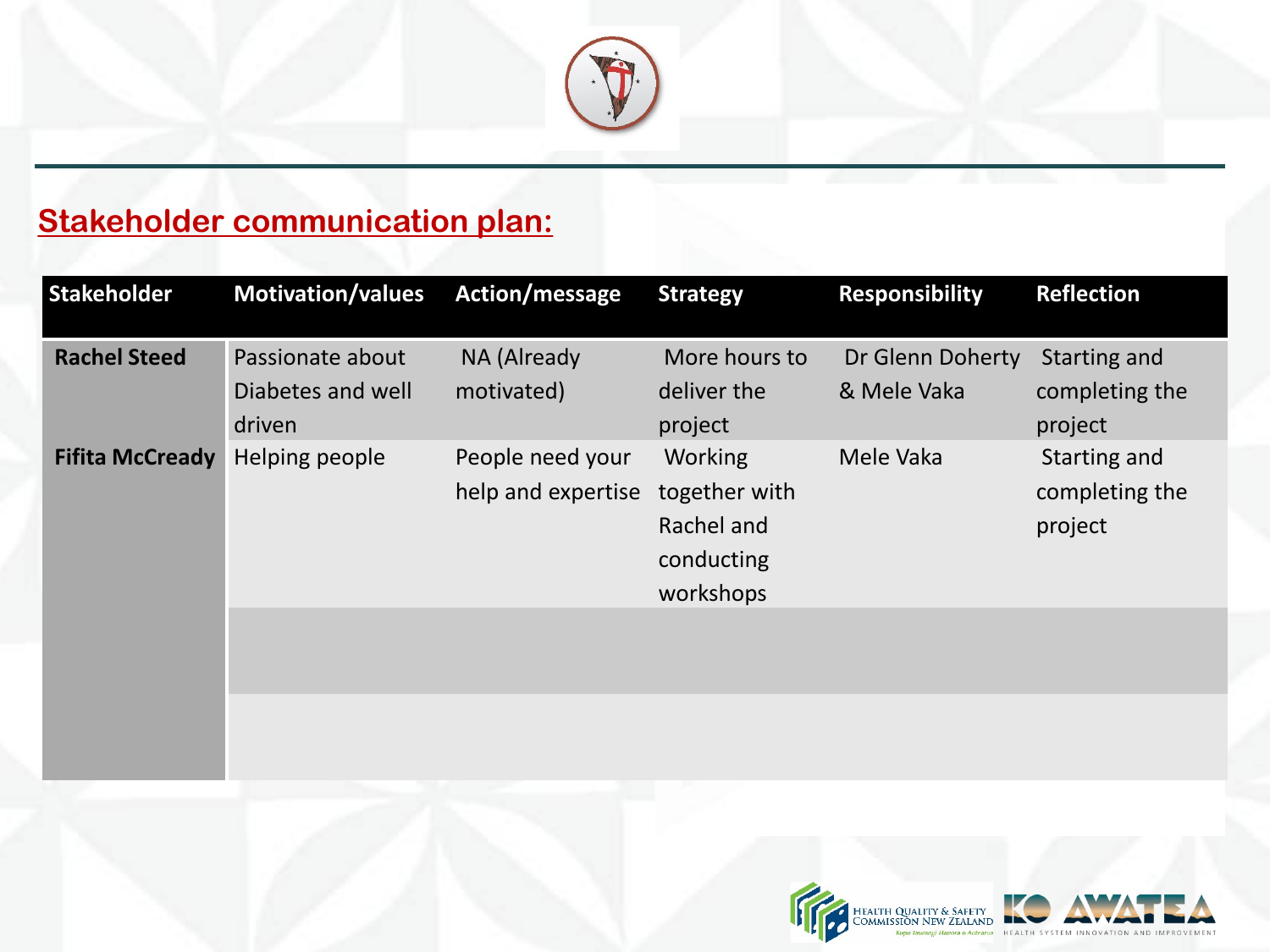## Stakeholder communication plan:

| Stakeholder | Motivation/values | Action/message | Strategy | Responsibility | Reflection |
| --- | --- | --- | --- | --- | --- |
| **Rachel Steed** | Passionate about Diabetes and well driven | NA (Already motivated) | More hours to deliver the project | Dr Glenn Doherty & Mele Vaka | Starting and completing the project |
| **Fifita McCready** | Helping people | People need your help and expertise | Working together with Rachel and conducting workshops | Mele Vaka | Starting and completing the project |
| | | | | | |
| | | | | | |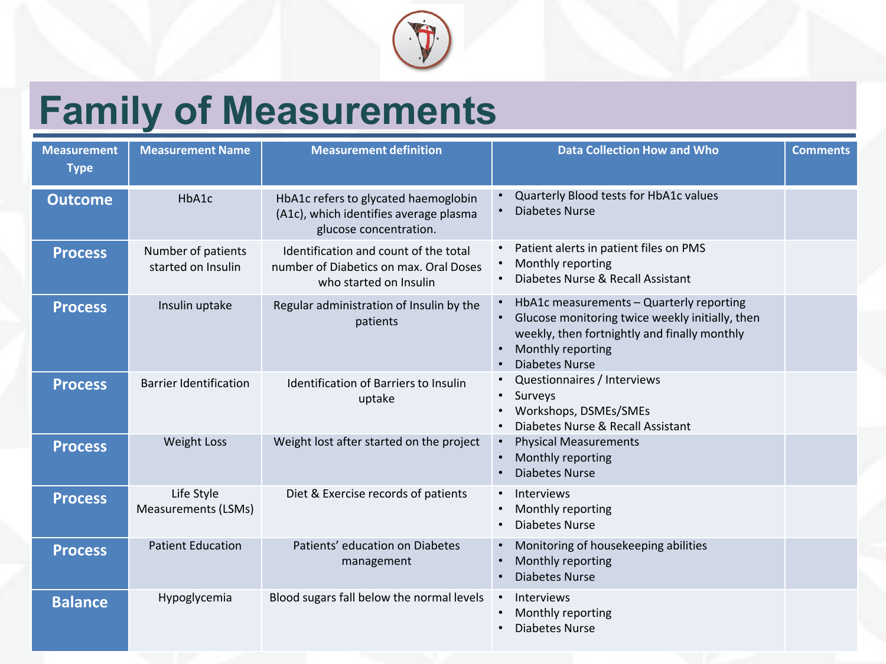# Family of Measurements

| Measurement Type | Measurement Name | Measurement definition | Data Collection How and Who | Comments |
|---|---|---|---|---|
| **Outcome** | HbA1c | HbA1c refers to glycated haemoglobin (A1c), which identifies average plasma glucose concentration. | • Quarterly Blood tests for HbA1c values<br>• Diabetes Nurse | |
| **Process** | Number of patients started on Insulin | Identification and count of the total number of Diabetics on max. Oral Doses who started on Insulin | • Patient alerts in patient files on PMS<br>• Monthly reporting<br>• Diabetes Nurse & Recall Assistant | |
| **Process** | Insulin uptake | Regular administration of Insulin by the patients | • HbA1c measurements – Quarterly reporting<br>• Glucose monitoring twice weekly initially, then weekly, then fortnightly and finally monthly<br>• Monthly reporting<br>• Diabetes Nurse | |
| **Process** | Barrier Identification | Identification of Barriers to Insulin uptake | • Questionnaires / Interviews<br>• Surveys<br>• Workshops, DSMEs/SMEs<br>• Diabetes Nurse & Recall Assistant | |
| **Process** | Weight Loss | Weight lost after started on the project | • Physical Measurements<br>• Monthly reporting<br>• Diabetes Nurse | |
| **Process** | Life Style Measurements (LSMs) | Diet & Exercise records of patients | • Interviews<br>• Monthly reporting<br>• Diabetes Nurse | |
| **Process** | Patient Education | Patients' education on Diabetes management | • Monitoring of housekeeping abilities<br>• Monthly reporting<br>• Diabetes Nurse | |
| **Balance** | Hypoglycemia | Blood sugars fall below the normal levels | • Interviews<br>• Monthly reporting<br>• Diabetes Nurse | |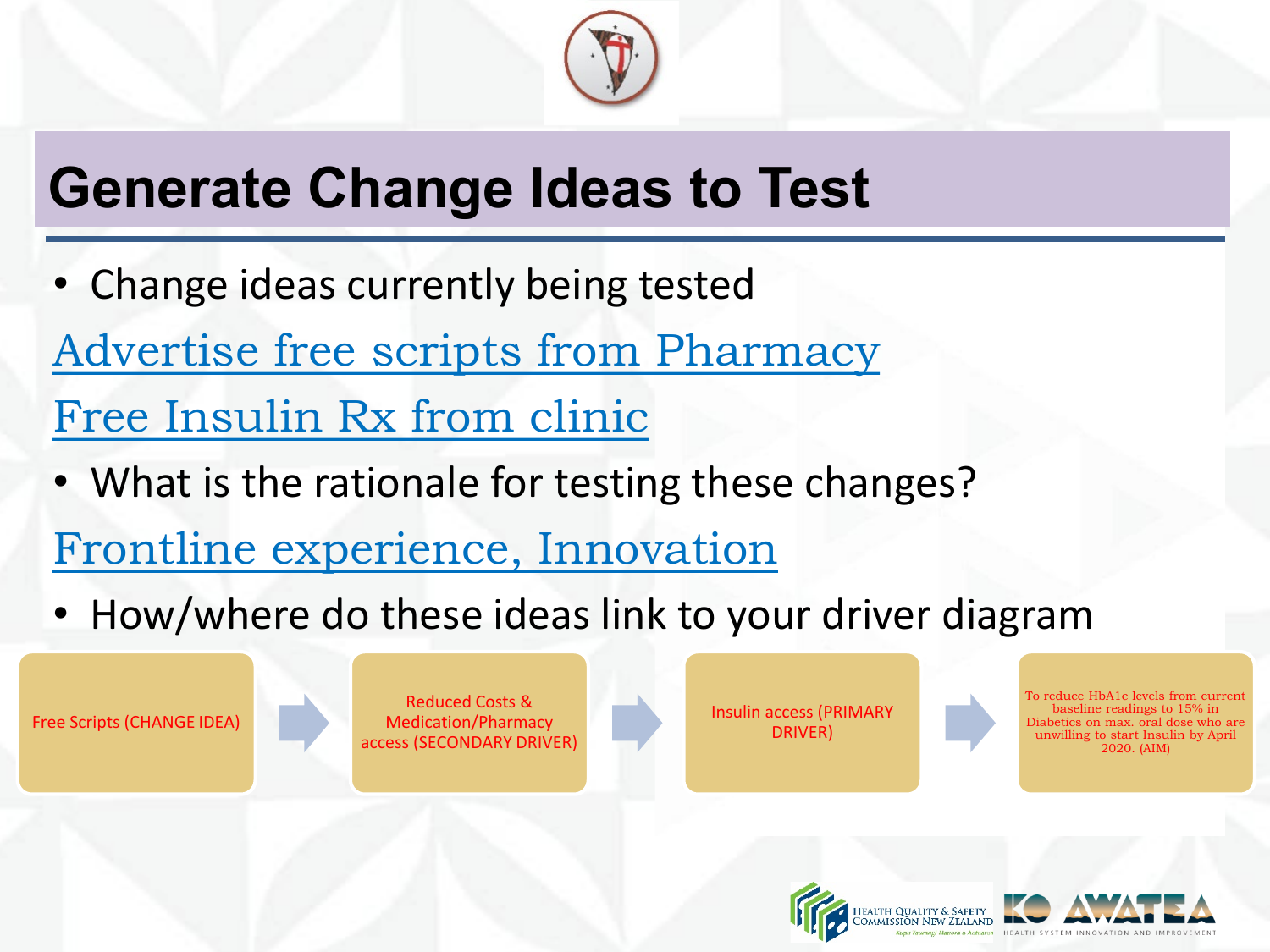# Generate Change Ideas to Test

- Change ideas currently being tested

Advertise free scripts from Pharmacy

Free Insulin Rx from clinic

- What is the rationale for testing these changes?

Frontline experience, Innovation

- How/where do these ideas link to your driver diagram

Free Scripts (CHANGE IDEA) → Reduced Costs & Medication/Pharmacy access (SECONDARY DRIVER) → Insulin access (PRIMARY DRIVER) → To reduce HbA1c levels from current baseline readings to 15% in Diabetics on max. oral dose who are unwilling to start Insulin by April 2020. (AIM)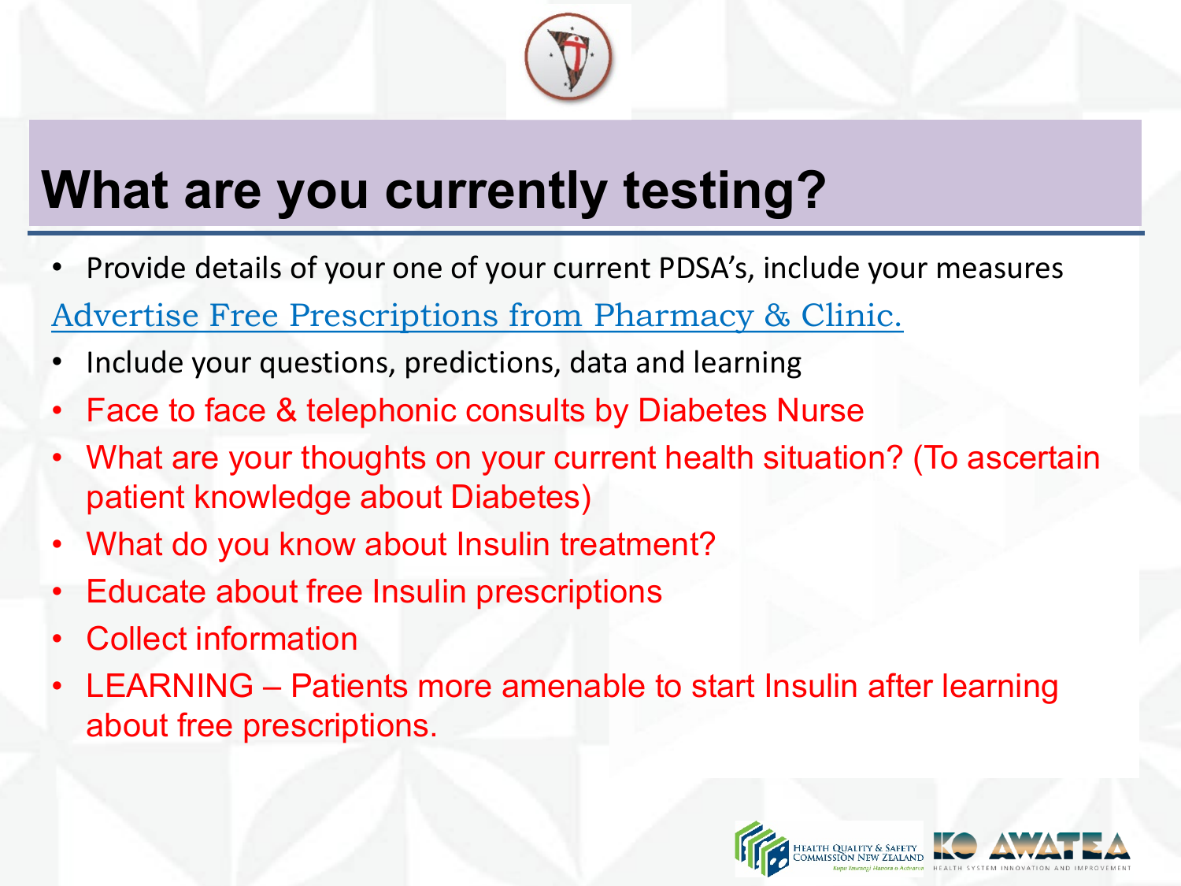# What are you currently testing?

- Provide details of your one of your current PDSA's, include your measures

Advertise Free Prescriptions from Pharmacy & Clinic.

- Include your questions, predictions, data and learning
- Face to face & telephonic consults by Diabetes Nurse
- What are your thoughts on your current health situation? (To ascertain patient knowledge about Diabetes)
- What do you know about Insulin treatment?
- Educate about free Insulin prescriptions
- Collect information
- LEARNING – Patients more amenable to start Insulin after learning about free prescriptions.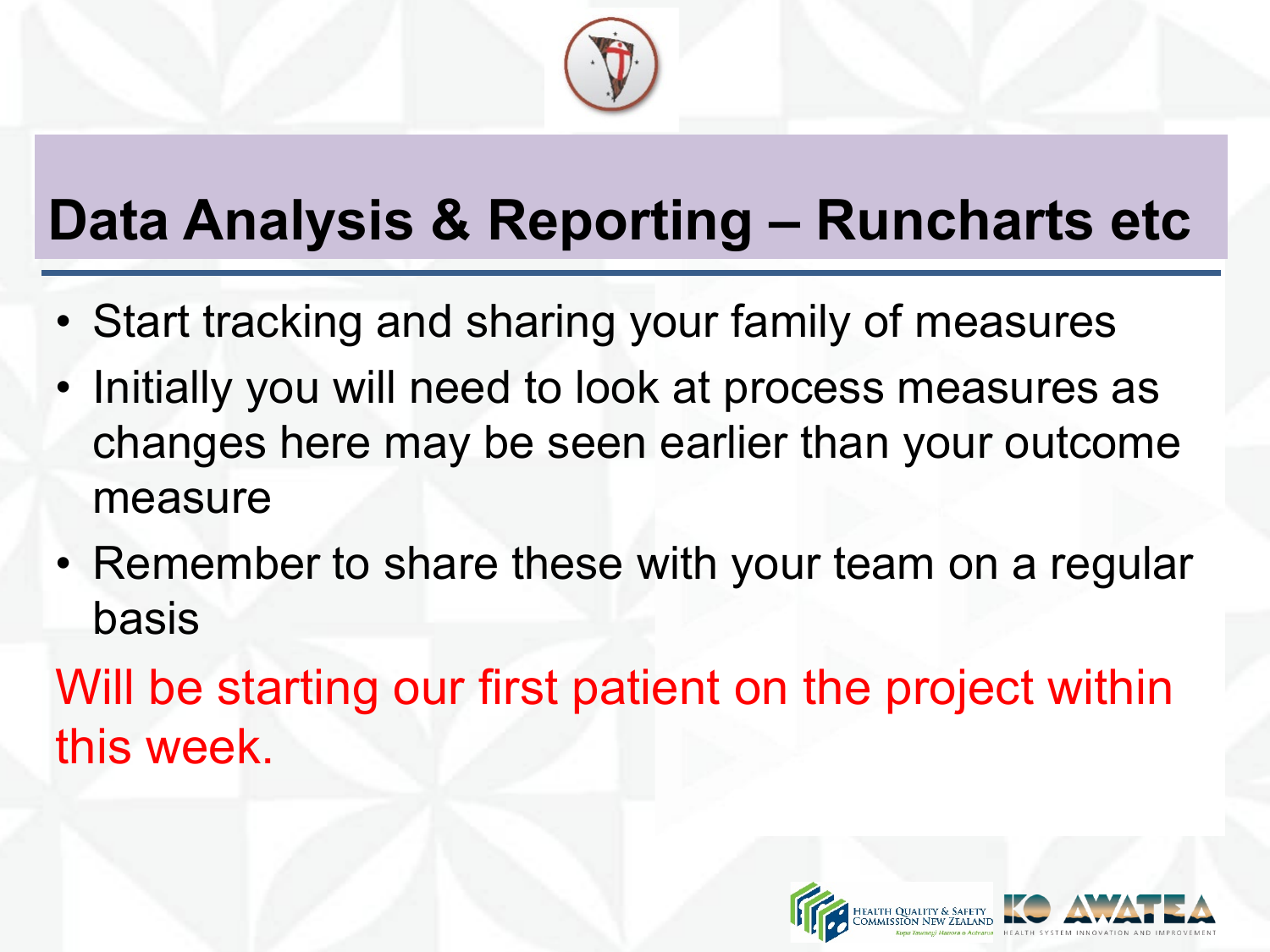# Data Analysis & Reporting – Runcharts etc

- Start tracking and sharing your family of measures
- Initially you will need to look at process measures as changes here may be seen earlier than your outcome measure
- Remember to share these with your team on a regular basis

Will be starting our first patient on the project within this week.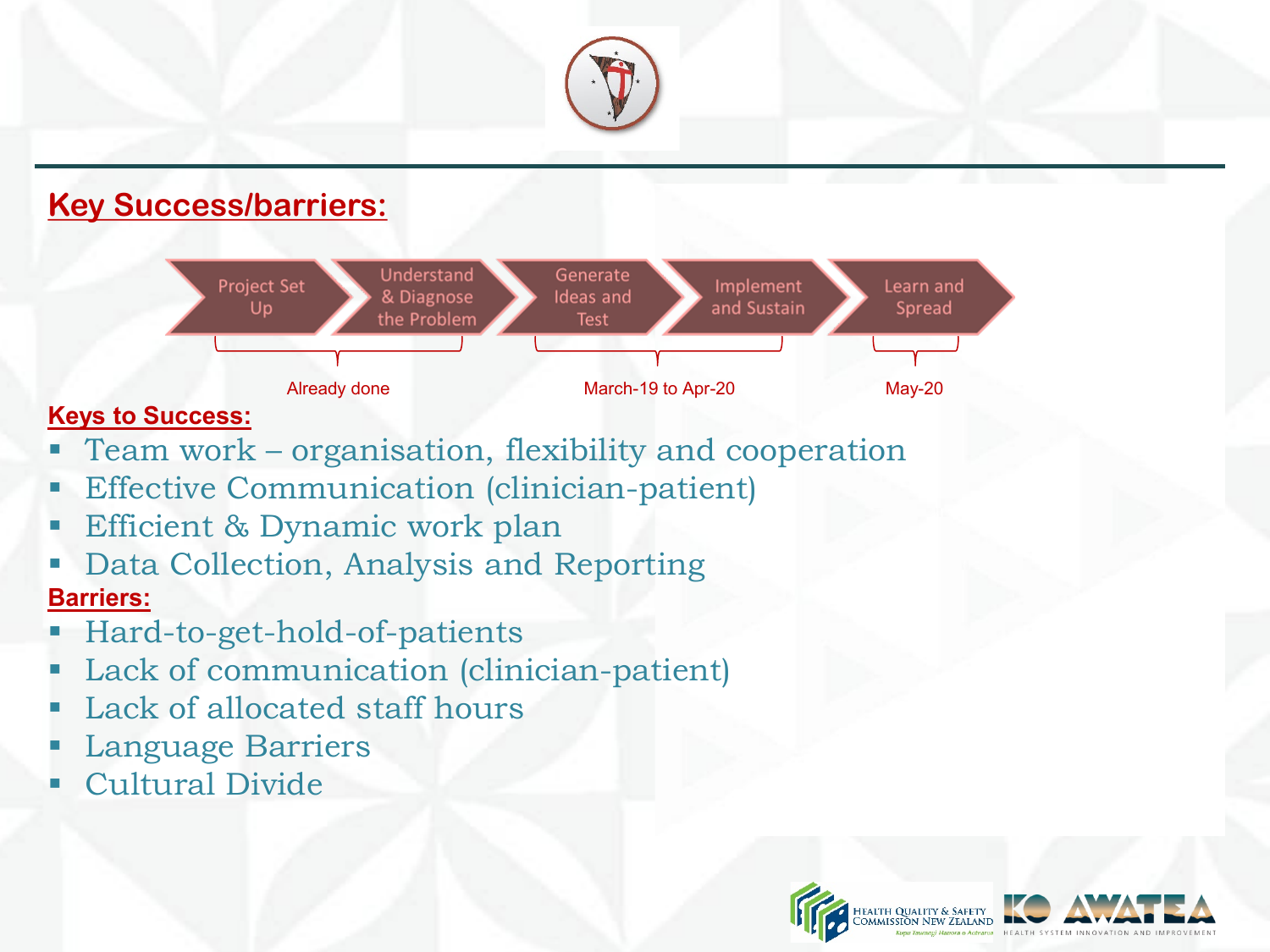## Key Success/barriers:

Project Set Up → Understand & Diagnose the Problem → Generate Ideas and Test → Implement and Sustain → Learn and Spread

- Project Set Up, Understand & Diagnose the Problem: Already done
- Generate Ideas and Test, Implement and Sustain: March-19 to Apr-20
- Learn and Spread: May-20

**Keys to Success:**

- Team work – organisation, flexibility and cooperation
- Effective Communication (clinician-patient)
- Efficient & Dynamic work plan
- Data Collection, Analysis and Reporting

**Barriers:**

- Hard-to-get-hold-of-patients
- Lack of communication (clinician-patient)
- Lack of allocated staff hours
- Language Barriers
- Cultural Divide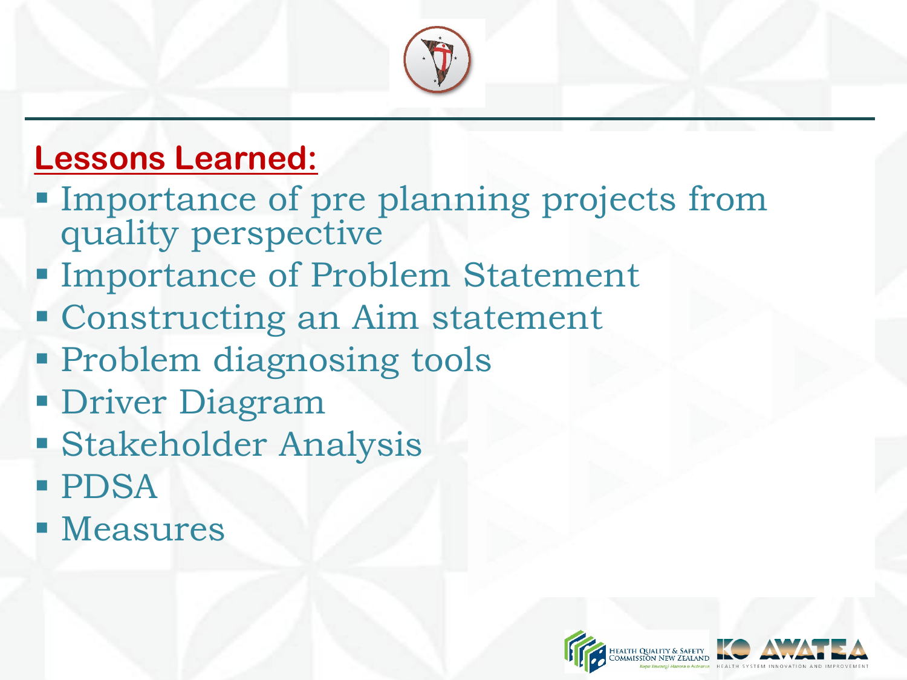## Lessons Learned:

- Importance of pre planning projects from quality perspective
- Importance of Problem Statement
- Constructing an Aim statement
- Problem diagnosing tools
- Driver Diagram
- Stakeholder Analysis
- PDSA
- Measures